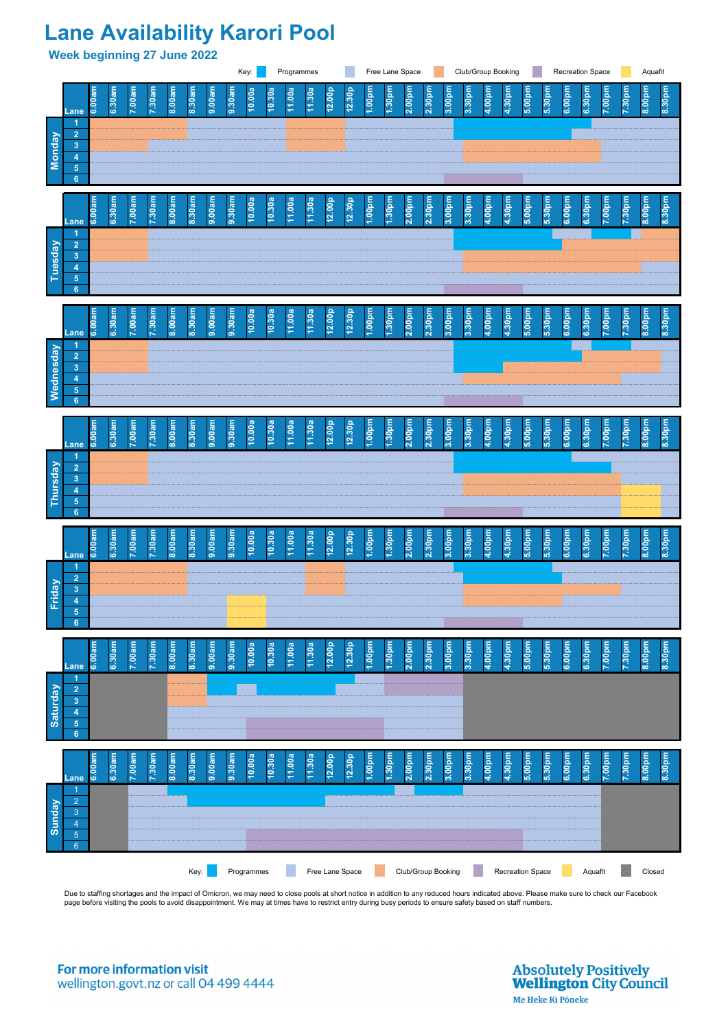# Lane Availability Karori Pool

## Week beginning 27 June 2022

Key: Programmes | Free Lane Space | Club/Group Booking | Recreation Space | Aquafit

### Monday

| Lane | 6.00am | 6.30am | 7.00am | 7.30am | 8.00am | 8.30am | 9.00am | 9.30am | 10.00a | 10.30a | 11.00a | 11.30a | 12.00p | 12.30p | 1.00pm | 1.30pm | 2.00pm | 2.30pm | 3.00pm | 3.30pm | 4.00pm | 4.30pm | 5.00pm | 5.30pm | 6.00pm | 6.30pm | 7.00pm | 7.30pm | 8.00pm | 8.30pm |
|---|---|---|---|---|---|---|---|---|---|---|---|---|---|---|---|---|---|---|---|---|---|---|---|---|---|---|---|---|---|---|
| 1 |
| 2 |
| 3 |
| 4 |
| 5 |
| 6 |

### Tuesday

| Lane | 6.00am | 6.30am | 7.00am | 7.30am | 8.00am | 8.30am | 9.00am | 9.30am | 10.00a | 10.30a | 11.00a | 11.30a | 12.00p | 12.30p | 1.00pm | 1.30pm | 2.00pm | 2.30pm | 3.00pm | 3.30pm | 4.00pm | 4.30pm | 5.00pm | 5.30pm | 6.00pm | 6.30pm | 7.00pm | 7.30pm | 8.00pm | 8.30pm |
|---|---|---|---|---|---|---|---|---|---|---|---|---|---|---|---|---|---|---|---|---|---|---|---|---|---|---|---|---|---|---|
| 1 |
| 2 |
| 3 |
| 4 |
| 5 |
| 6 |

### Wednesday

| Lane | 6.00am | 6.30am | 7.00am | 7.30am | 8.00am | 8.30am | 9.00am | 9.30am | 10.00a | 10.30a | 11.00a | 11.30a | 12.00p | 12.30p | 1.00pm | 1.30pm | 2.00pm | 2.30pm | 3.00pm | 3.30pm | 4.00pm | 4.30pm | 5.00pm | 5.30pm | 6.00pm | 6.30pm | 7.00pm | 7.30pm | 8.00pm | 8.30pm |
|---|---|---|---|---|---|---|---|---|---|---|---|---|---|---|---|---|---|---|---|---|---|---|---|---|---|---|---|---|---|---|
| 1 |
| 2 |
| 3 |
| 4 |
| 5 |
| 6 |

### Thursday

| Lane | 6.00am | 6.30am | 7.00am | 7.30am | 8.00am | 8.30am | 9.00am | 9.30am | 10.00a | 10.30a | 11.00a | 11.30a | 12.00p | 12.30p | 1.00pm | 1.30pm | 2.00pm | 2.30pm | 3.00pm | 3.30pm | 4.00pm | 4.30pm | 5.00pm | 5.30pm | 6.00pm | 6.30pm | 7.00pm | 7.30pm | 8.00pm | 8.30pm |
|---|---|---|---|---|---|---|---|---|---|---|---|---|---|---|---|---|---|---|---|---|---|---|---|---|---|---|---|---|---|---|
| 1 |
| 2 |
| 3 |
| 4 |
| 5 |
| 6 |

### Friday

| Lane | 6.00am | 6.30am | 7.00am | 7.30am | 8.00am | 8.30am | 9.00am | 9.30am | 10.00a | 10.30a | 11.00a | 11.30a | 12.00p | 12.30p | 1.00pm | 1.30pm | 2.00pm | 2.30pm | 3.00pm | 3.30pm | 4.00pm | 4.30pm | 5.00pm | 5.30pm | 6.00pm | 6.30pm | 7.00pm | 7.30pm | 8.00pm | 8.30pm |
|---|---|---|---|---|---|---|---|---|---|---|---|---|---|---|---|---|---|---|---|---|---|---|---|---|---|---|---|---|---|---|
| 1 |
| 2 |
| 3 |
| 4 |
| 5 |
| 6 |

### Saturday

| Lane | 6.00am | 6.30am | 7.00am | 7.30am | 8.00am | 8.30am | 9.00am | 9.30am | 10.00a | 10.30a | 11.00a | 11.30a | 12.00p | 12.30p | 1.00pm | 1.30pm | 2.00pm | 2.30pm | 3.00pm | 3.30pm | 4.00pm | 4.30pm | 5.00pm | 5.30pm | 6.00pm | 6.30pm | 7.00pm | 7.30pm | 8.00pm | 8.30pm |
|---|---|---|---|---|---|---|---|---|---|---|---|---|---|---|---|---|---|---|---|---|---|---|---|---|---|---|---|---|---|---|
| 1 |
| 2 |
| 3 |
| 4 |
| 5 |
| 6 |

### Sunday

| Lane | 6.00am | 6.30am | 7.00am | 7.30am | 8.00am | 8.30am | 9.00am | 9.30am | 10.00a | 10.30a | 11.00a | 11.30a | 12.00p | 12.30p | 1.00pm | 1.30pm | 2.00pm | 2.30pm | 3.00pm | 3.30pm | 4.00pm | 4.30pm | 5.00pm | 5.30pm | 6.00pm | 6.30pm | 7.00pm | 7.30pm | 8.00pm | 8.30pm |
|---|---|---|---|---|---|---|---|---|---|---|---|---|---|---|---|---|---|---|---|---|---|---|---|---|---|---|---|---|---|---|
| 1 |
| 2 |
| 3 |
| 4 |
| 5 |
| 6 |

Key: Programmes | Free Lane Space | Club/Group Booking | Recreation Space | Aquafit | Closed

Due to staffing shortages and the impact of Omicron, we may need to close pools at short notice in addition to any reduced hours indicated above. Please make sure to check our Facebook page before visiting the pools to avoid disappointment. We may at times have to restrict entry during busy periods to ensure safety based on staff numbers.

**For more information visit**
wellington.govt.nz or call 04 499 4444

**Absolutely Positively Wellington City Council**
Me Heke Ki Pōneke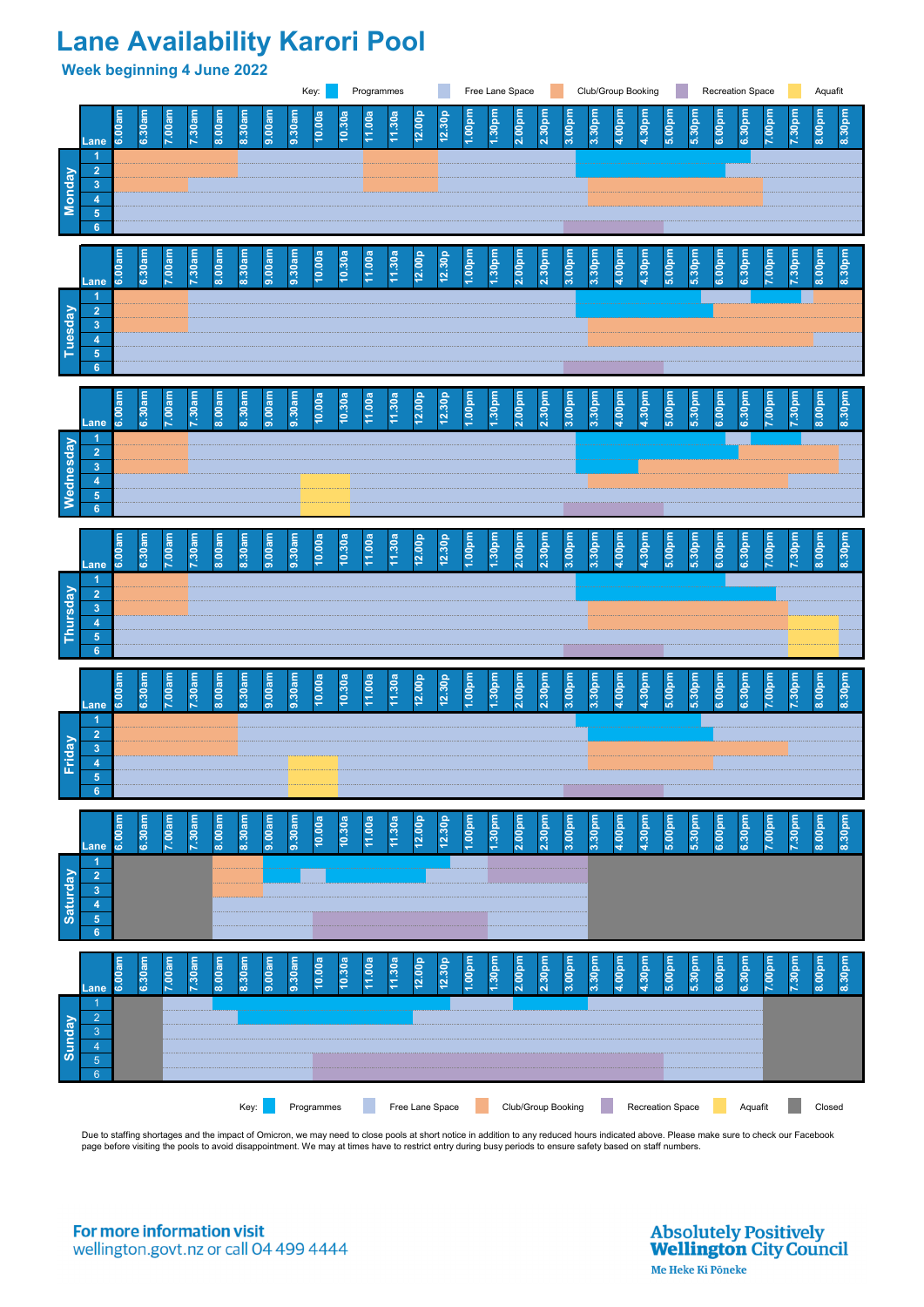# Lane Availability Karori Pool

## Week beginning 4 June 2022

Key: Programmes | Free Lane Space | Club/Group Booking | Recreation Space | Aquafit

Monday

Tuesday

Wednesday

Thursday

Friday

Saturday

Sunday

Lane: 1, 2, 3, 4, 5, 6

6.00am, 6.30am, 7.00am, 7.30am, 8.00am, 8.30am, 9.00am, 9.30am, 10.00a, 10.30a, 11.00a, 11.30a, 12.00p, 12.30p, 1.00pm, 1.30pm, 2.00pm, 2.30pm, 3.00pm, 3.30pm, 4.00pm, 4.30pm, 5.00pm, 5.30pm, 6.00pm, 6.30pm, 7.00pm, 7.30pm, 8.00pm, 8.30pm

Key: Programmes | Free Lane Space | Club/Group Booking | Recreation Space | Aquafit | Closed

Due to staffing shortages and the impact of Omicron, we may need to close pools at short notice in addition to any reduced hours indicated above. Please make sure to check our Facebook page before visiting the pools to avoid disappointment. We may at times have to restrict entry during busy periods to ensure safety based on staff numbers.

**For more information visit**
wellington.govt.nz or call 04 499 4444

**Absolutely Positively Wellington City Council**
Me Heke Ki Pōneke